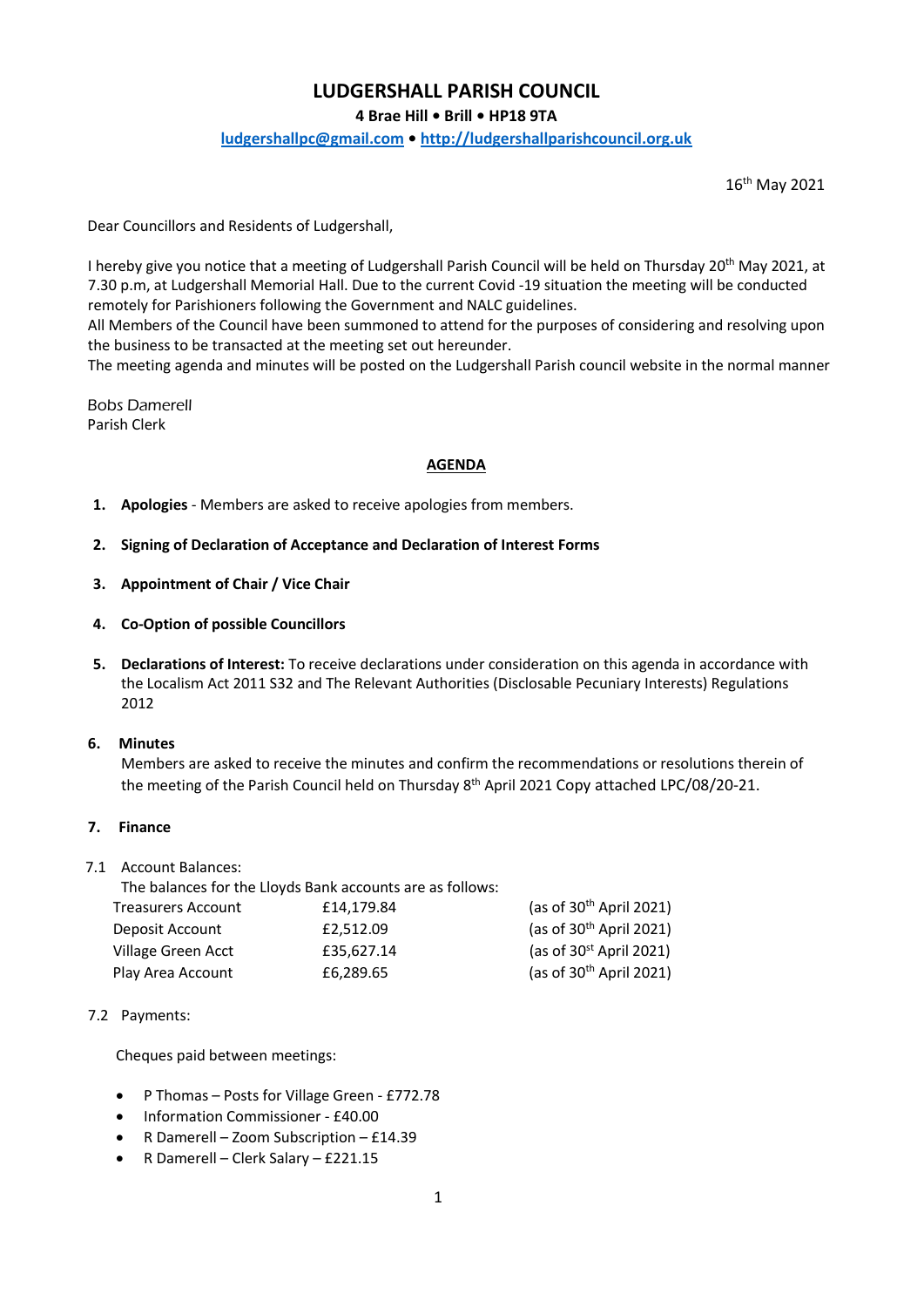# LUDGERSHALL PARISH COUNCIL

**4 Brae Hill • Brill • HP18 9TA**

**ludgershallpc@gmail.com • http://ludgershallparishcouncil.org.uk**

16th May 2021

Dear Councillors and Residents of Ludgershall,

I hereby give you notice that a meeting of Ludgershall Parish Council will be held on Thursday 20th May 2021, at 7.30 p.m, at Ludgershall Memorial Hall. Due to the current Covid -19 situation the meeting will be conducted remotely for Parishioners following the Government and NALC guidelines.
All Members of the Council have been summoned to attend for the purposes of considering and resolving upon the business to be transacted at the meeting set out hereunder.
The meeting agenda and minutes will be posted on the Ludgershall Parish council website in the normal manner

Bobs Damerell
Parish Clerk

## AGENDA

1. **Apologies** - Members are asked to receive apologies from members.

2. **Signing of Declaration of Acceptance and Declaration of Interest Forms**

3. **Appointment of Chair / Vice Chair**

4. **Co-Option of possible Councillors**

5. **Declarations of Interest:** To receive declarations under consideration on this agenda in accordance with the Localism Act 2011 S32 and The Relevant Authorities (Disclosable Pecuniary Interests) Regulations 2012

6. **Minutes**
   Members are asked to receive the minutes and confirm the recommendations or resolutions therein of the meeting of the Parish Council held on Thursday 8th April 2021 Copy attached LPC/08/20-21.

7. **Finance**

7.1 Account Balances:
The balances for the Lloyds Bank accounts are as follows:

| | | |
|---|---|---|
| Treasurers Account | £14,179.84 | (as of 30th April 2021) |
| Deposit Account | £2,512.09 | (as of 30th April 2021) |
| Village Green Acct | £35,627.14 | (as of 30st April 2021) |
| Play Area Account | £6,289.65 | (as of 30th April 2021) |

7.2 Payments:

Cheques paid between meetings:

- P Thomas – Posts for Village Green - £772.78
- Information Commissioner - £40.00
- R Damerell – Zoom Subscription – £14.39
- R Damerell – Clerk Salary – £221.15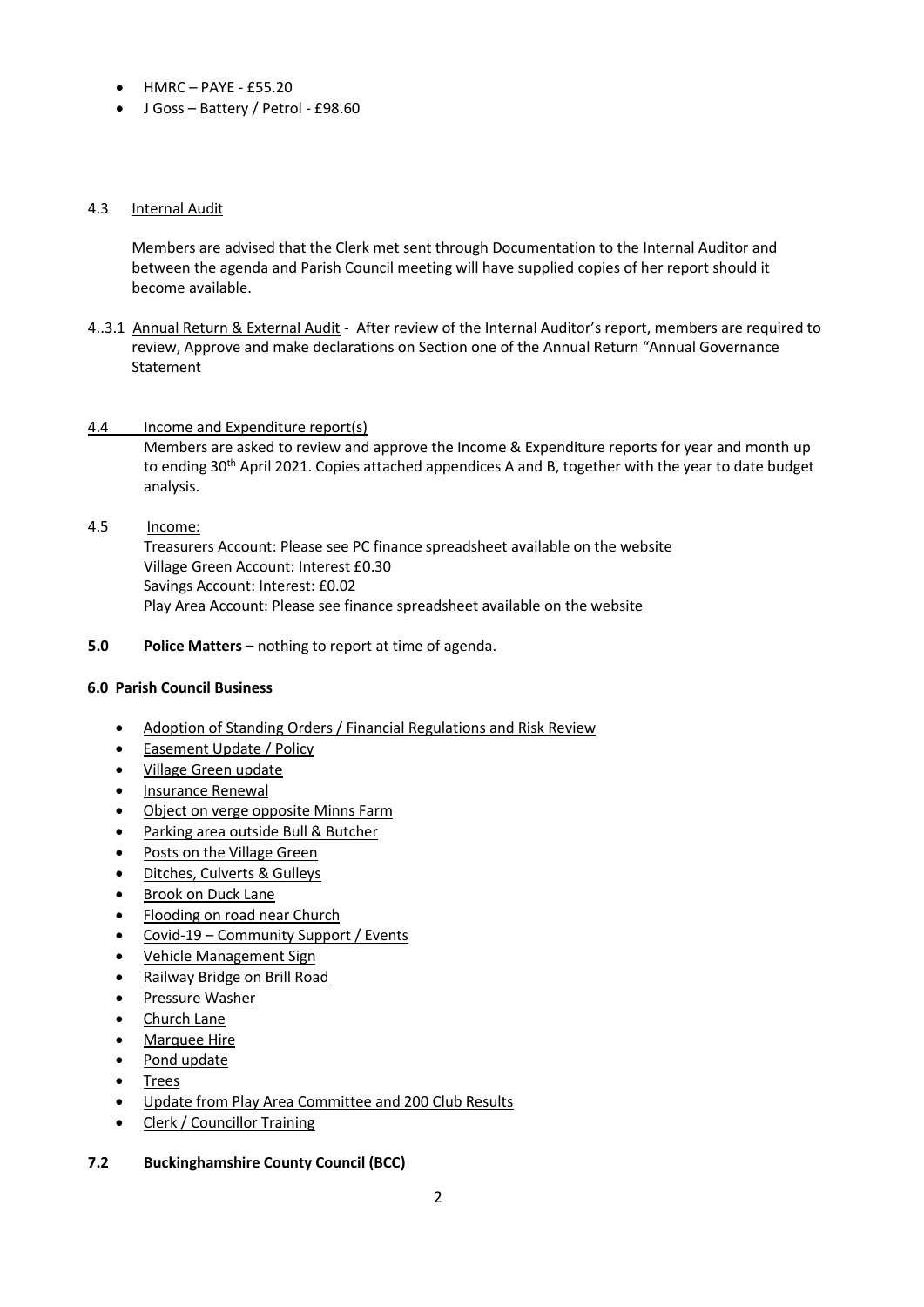- HMRC – PAYE - £55.20
- J Goss – Battery / Petrol - £98.60

4.3 Internal Audit

Members are advised that the Clerk met sent through Documentation to the Internal Auditor and between the agenda and Parish Council meeting will have supplied copies of her report should it become available.

4..3.1 Annual Return & External Audit - After review of the Internal Auditor's report, members are required to review, Approve and make declarations on Section one of the Annual Return "Annual Governance Statement

4.4 Income and Expenditure report(s)

Members are asked to review and approve the Income & Expenditure reports for year and month up to ending 30th April 2021. Copies attached appendices A and B, together with the year to date budget analysis.

4.5 Income:

Treasurers Account: Please see PC finance spreadsheet available on the website
Village Green Account: Interest £0.30
Savings Account: Interest: £0.02
Play Area Account: Please see finance spreadsheet available on the website

**5.0 Police Matters –** nothing to report at time of agenda.

**6.0 Parish Council Business**

- Adoption of Standing Orders / Financial Regulations and Risk Review
- Easement Update / Policy
- Village Green update
- Insurance Renewal
- Object on verge opposite Minns Farm
- Parking area outside Bull & Butcher
- Posts on the Village Green
- Ditches, Culverts & Gulleys
- Brook on Duck Lane
- Flooding on road near Church
- Covid-19 – Community Support / Events
- Vehicle Management Sign
- Railway Bridge on Brill Road
- Pressure Washer
- Church Lane
- Marquee Hire
- Pond update
- Trees
- Update from Play Area Committee and 200 Club Results
- Clerk / Councillor Training

**7.2 Buckinghamshire County Council (BCC)**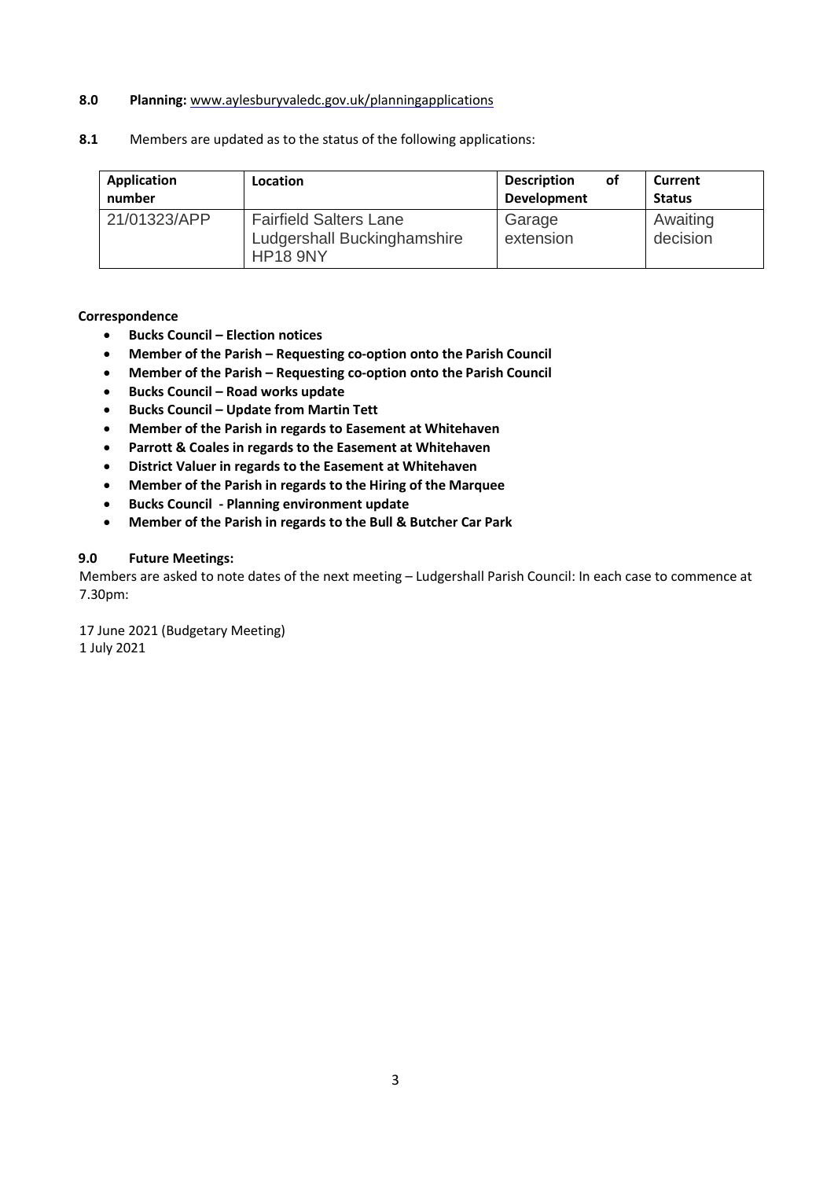**8.0 Planning:** www.aylesburyvaledc.gov.uk/planningapplications

**8.1** Members are updated as to the status of the following applications:

| Application number | Location | Description of Development | Current Status |
|---|---|---|---|
| 21/01323/APP | Fairfield Salters Lane Ludgershall Buckinghamshire HP18 9NY | Garage extension | Awaiting decision |

**Correspondence**

- **Bucks Council – Election notices**
- **Member of the Parish – Requesting co-option onto the Parish Council**
- **Member of the Parish – Requesting co-option onto the Parish Council**
- **Bucks Council – Road works update**
- **Bucks Council – Update from Martin Tett**
- **Member of the Parish in regards to Easement at Whitehaven**
- **Parrott & Coales in regards to the Easement at Whitehaven**
- **District Valuer in regards to the Easement at Whitehaven**
- **Member of the Parish in regards to the Hiring of the Marquee**
- **Bucks Council - Planning environment update**
- **Member of the Parish in regards to the Bull & Butcher Car Park**

**9.0 Future Meetings:**

Members are asked to note dates of the next meeting – Ludgershall Parish Council: In each case to commence at 7.30pm:

17 June 2021 (Budgetary Meeting)
1 July 2021